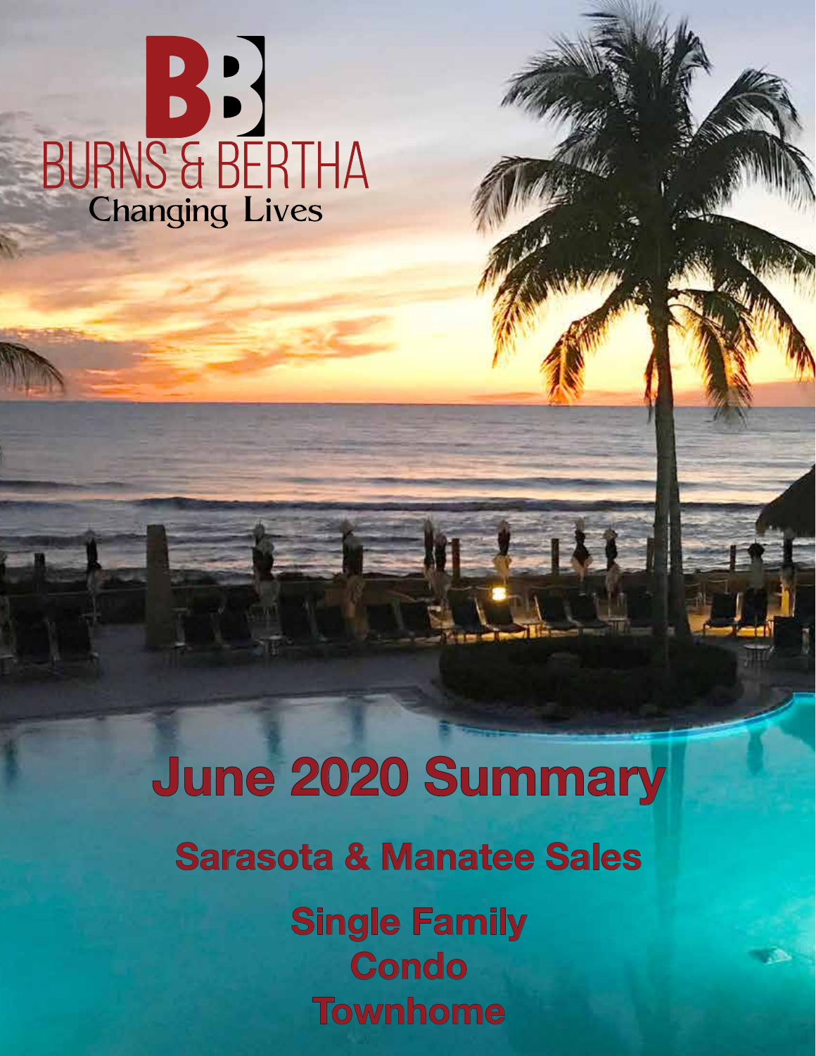BURNS & BERTHA

Changing Lives

# June 2020 Summary

## Sarasota & Manatee Sales

### Single Family
### Condo
### Townhome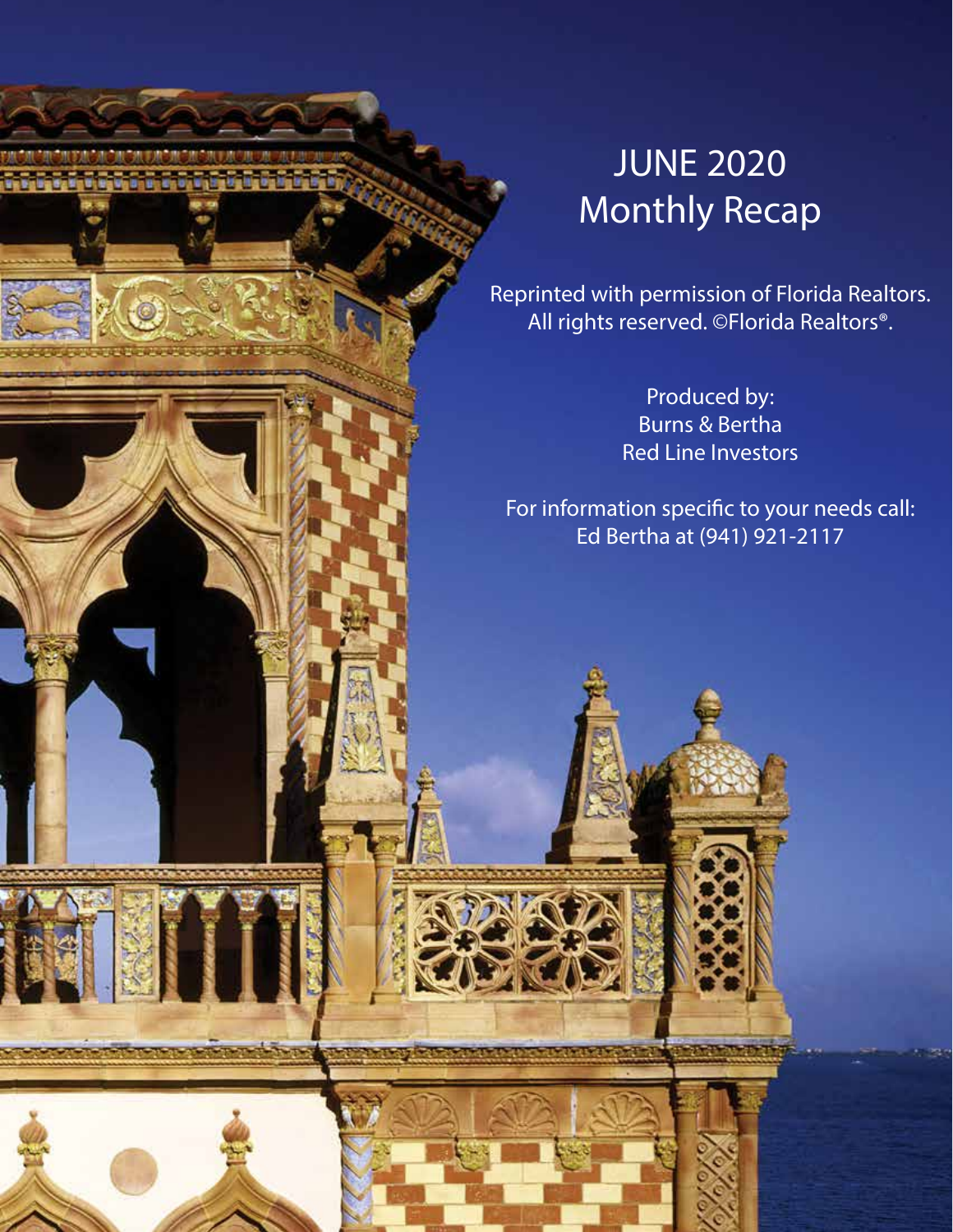# JUNE 2020 Monthly Recap

Reprinted with permission of Florida Realtors. All rights reserved. ©Florida Realtors®.

Produced by:
Burns & Bertha
Red Line Investors

For information specific to your needs call:
Ed Bertha at (941) 921-2117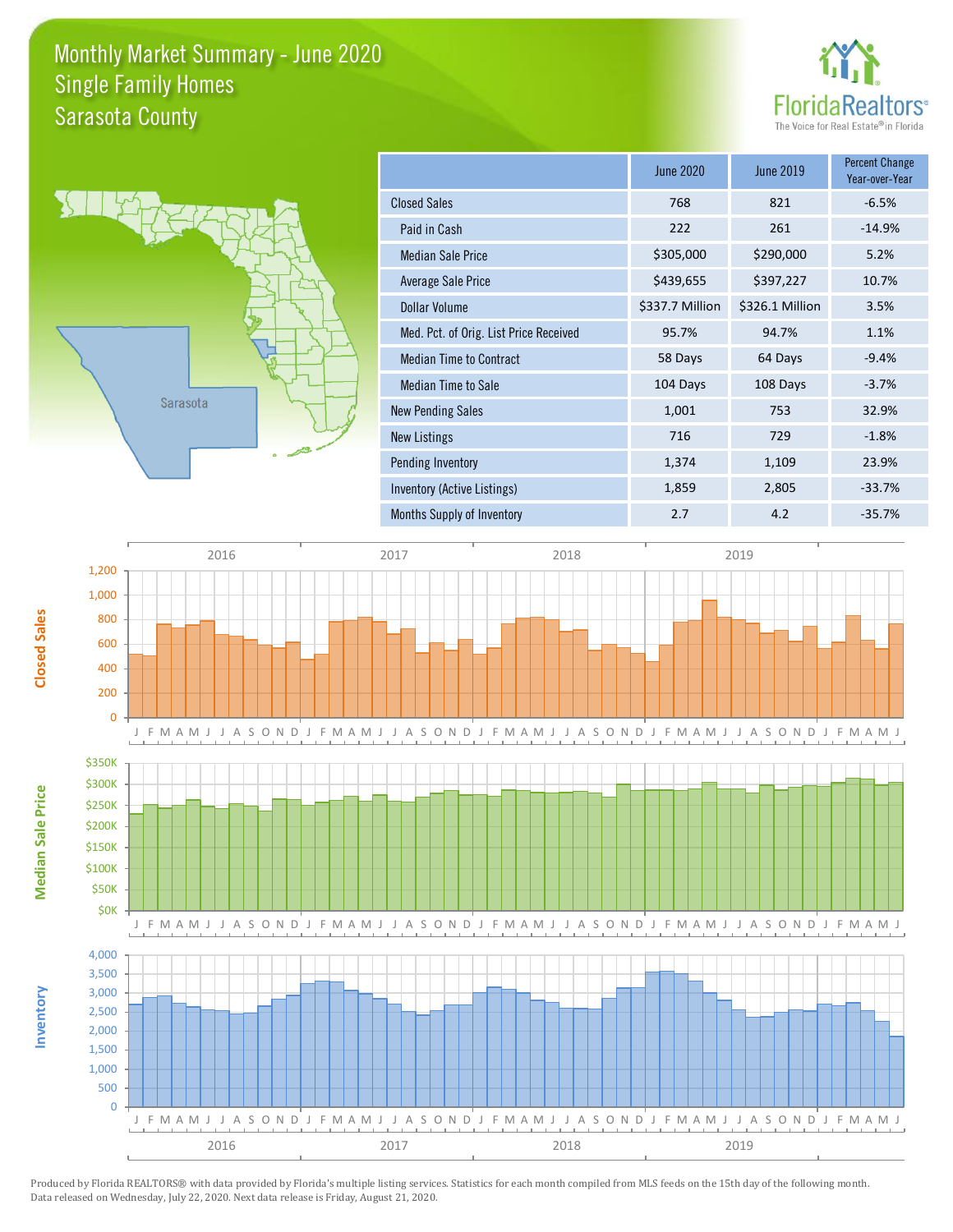# Monthly Market Summary - June 2020
## Single Family Homes
## Sarasota County

|  | June 2020 | June 2019 | Percent Change Year-over-Year |
|---|---|---|---|
| Closed Sales | 768 | 821 | -6.5% |
| Paid in Cash | 222 | 261 | -14.9% |
| Median Sale Price | $305,000 | $290,000 | 5.2% |
| Average Sale Price | $439,655 | $397,227 | 10.7% |
| Dollar Volume | $337.7 Million | $326.1 Million | 3.5% |
| Med. Pct. of Orig. List Price Received | 95.7% | 94.7% | 1.1% |
| Median Time to Contract | 58 Days | 64 Days | -9.4% |
| Median Time to Sale | 104 Days | 108 Days | -3.7% |
| New Pending Sales | 1,001 | 753 | 32.9% |
| New Listings | 716 | 729 | -1.8% |
| Pending Inventory | 1,374 | 1,109 | 23.9% |
| Inventory (Active Listings) | 1,859 | 2,805 | -33.7% |
| Months Supply of Inventory | 2.7 | 4.2 | -35.7% |

Produced by Florida REALTORS® with data provided by Florida's multiple listing services. Statistics for each month compiled from MLS feeds on the 15th day of the following month. Data released on Wednesday, July 22, 2020. Next data release is Friday, August 21, 2020.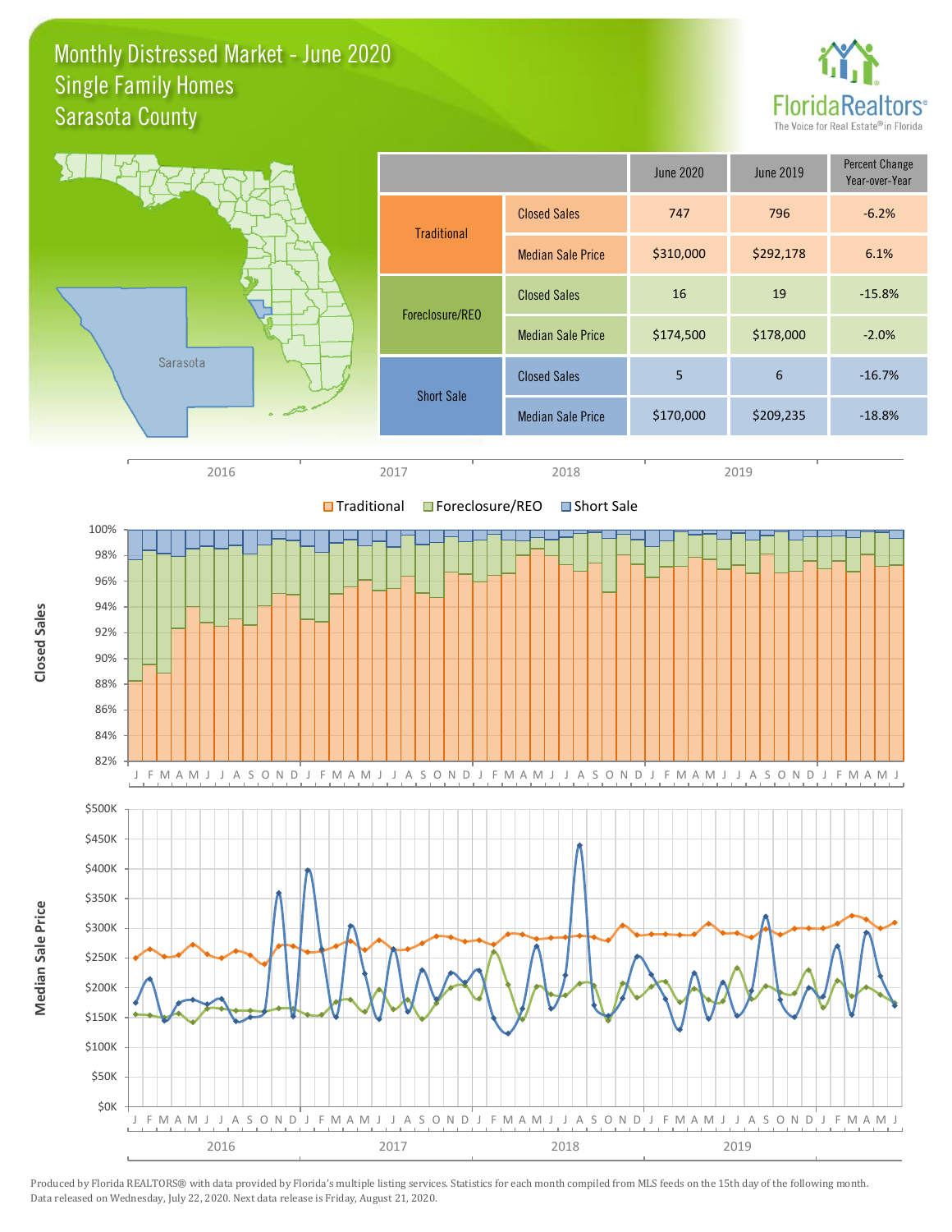# Monthly Distressed Market - June 2020
## Single Family Homes
## Sarasota County

FloridaRealtors®
The Voice for Real Estate® in Florida

| | | June 2020 | June 2019 | Percent Change Year-over-Year |
|---|---|---|---|---|
| Traditional | Closed Sales | 747 | 796 | -6.2% |
| | Median Sale Price | $310,000 | $292,178 | 6.1% |
| Foreclosure/REO | Closed Sales | 16 | 19 | -15.8% |
| | Median Sale Price | $174,500 | $178,000 | -2.0% |
| Short Sale | Closed Sales | 5 | 6 | -16.7% |
| | Median Sale Price | $170,000 | $209,235 | -18.8% |

Produced by Florida REALTORS® with data provided by Florida's multiple listing services. Statistics for each month compiled from MLS feeds on the 15th day of the following month. Data released on Wednesday, July 22, 2020. Next data release is Friday, August 21, 2020.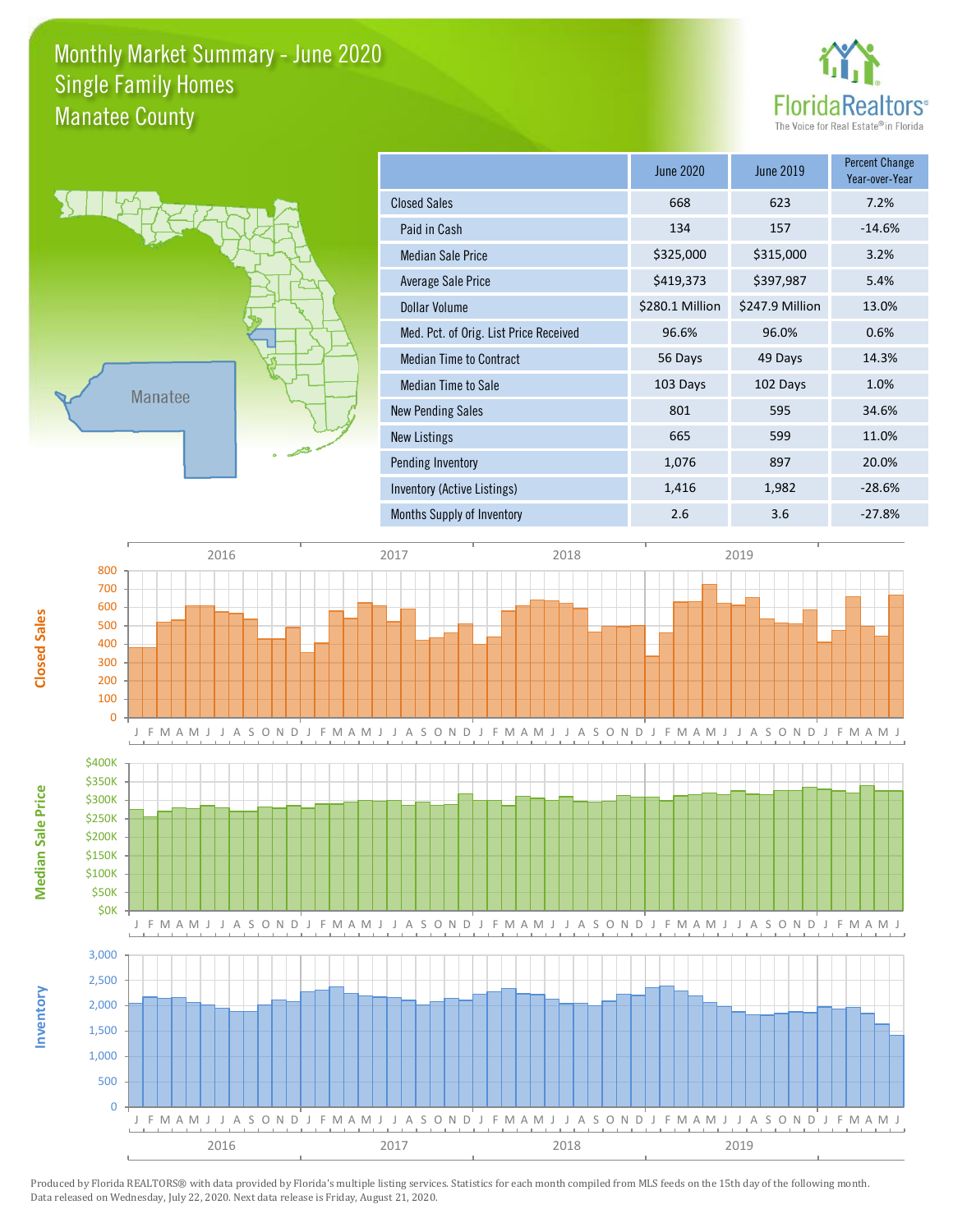# Monthly Market Summary - June 2020
## Single Family Homes
## Manatee County

| | June 2020 | June 2019 | Percent Change Year-over-Year |
|---|---|---|---|
| Closed Sales | 668 | 623 | 7.2% |
| Paid in Cash | 134 | 157 | -14.6% |
| Median Sale Price | $325,000 | $315,000 | 3.2% |
| Average Sale Price | $419,373 | $397,987 | 5.4% |
| Dollar Volume | $280.1 Million | $247.9 Million | 13.0% |
| Med. Pct. of Orig. List Price Received | 96.6% | 96.0% | 0.6% |
| Median Time to Contract | 56 Days | 49 Days | 14.3% |
| Median Time to Sale | 103 Days | 102 Days | 1.0% |
| New Pending Sales | 801 | 595 | 34.6% |
| New Listings | 665 | 599 | 11.0% |
| Pending Inventory | 1,076 | 897 | 20.0% |
| Inventory (Active Listings) | 1,416 | 1,982 | -28.6% |
| Months Supply of Inventory | 2.6 | 3.6 | -27.8% |

Produced by Florida REALTORS® with data provided by Florida's multiple listing services. Statistics for each month compiled from MLS feeds on the 15th day of the following month. Data released on Wednesday, July 22, 2020. Next data release is Friday, August 21, 2020.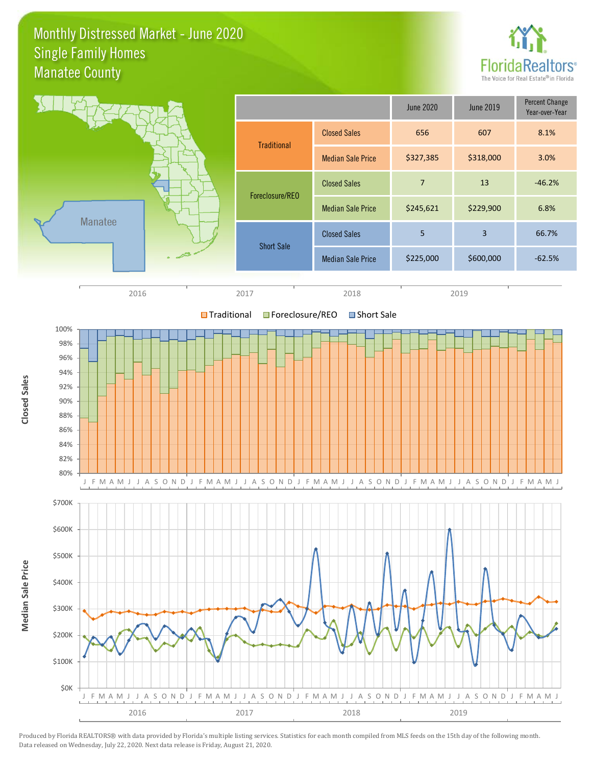# Monthly Distressed Market - June 2020
## Single Family Homes
## Manatee County

| | | June 2020 | June 2019 | Percent Change Year-over-Year |
|---|---|---|---|---|
| Traditional | Closed Sales | 656 | 607 | 8.1% |
| | Median Sale Price | $327,385 | $318,000 | 3.0% |
| Foreclosure/REO | Closed Sales | 7 | 13 | -46.2% |
| | Median Sale Price | $245,621 | $229,900 | 6.8% |
| Short Sale | Closed Sales | 5 | 3 | 66.7% |
| | Median Sale Price | $225,000 | $600,000 | -62.5% |

Produced by Florida REALTORS® with data provided by Florida's multiple listing services. Statistics for each month compiled from MLS feeds on the 15th day of the following month. Data released on Wednesday, July 22, 2020. Next data release is Friday, August 21, 2020.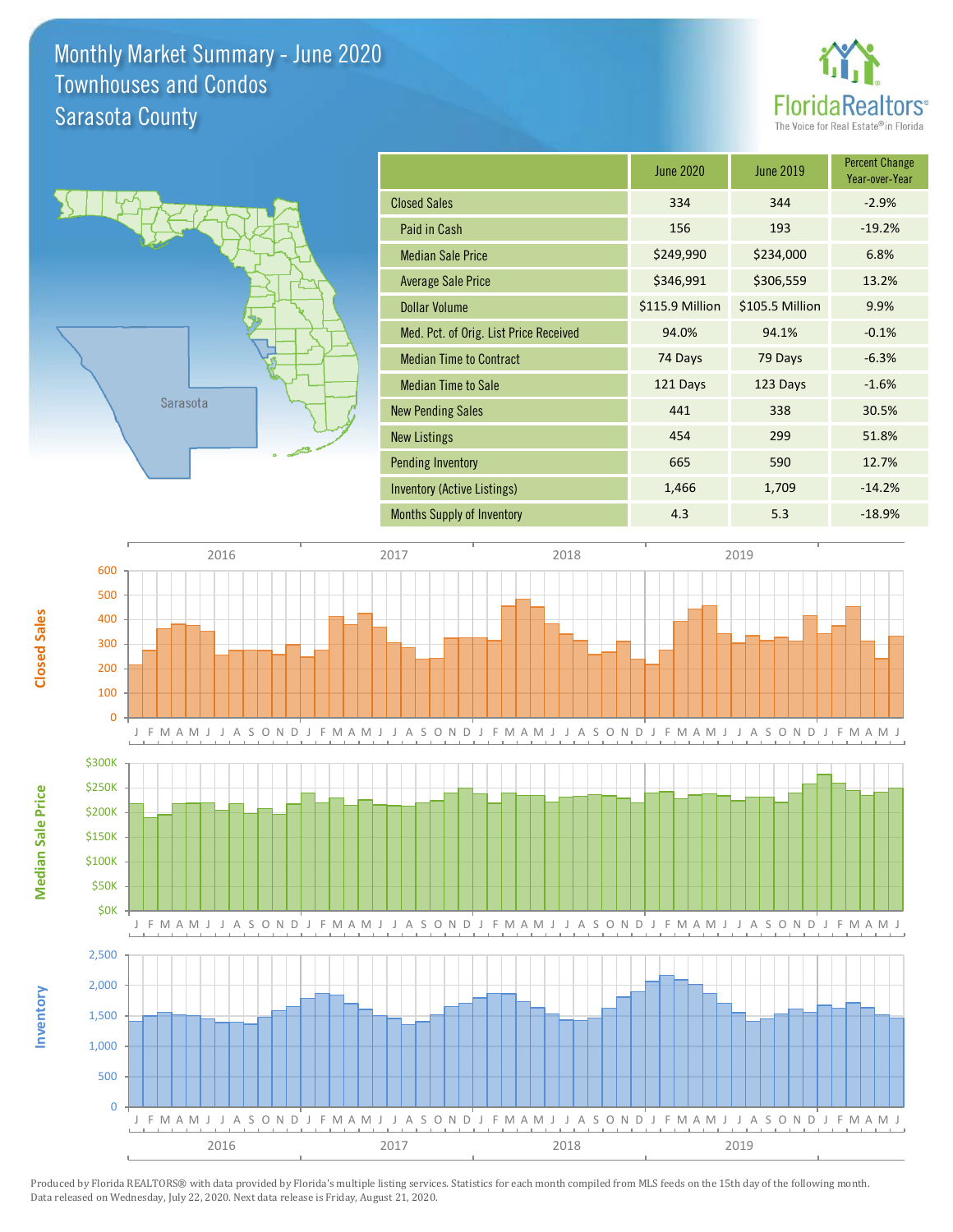# Monthly Market Summary - June 2020
## Townhouses and Condos
## Sarasota County

FloridaRealtors®
The Voice for Real Estate® in Florida

| | June 2020 | June 2019 | Percent Change Year-over-Year |
|---|---|---|---|
| Closed Sales | 334 | 344 | -2.9% |
| Paid in Cash | 156 | 193 | -19.2% |
| Median Sale Price | $249,990 | $234,000 | 6.8% |
| Average Sale Price | $346,991 | $306,559 | 13.2% |
| Dollar Volume | $115.9 Million | $105.5 Million | 9.9% |
| Med. Pct. of Orig. List Price Received | 94.0% | 94.1% | -0.1% |
| Median Time to Contract | 74 Days | 79 Days | -6.3% |
| Median Time to Sale | 121 Days | 123 Days | -1.6% |
| New Pending Sales | 441 | 338 | 30.5% |
| New Listings | 454 | 299 | 51.8% |
| Pending Inventory | 665 | 590 | 12.7% |
| Inventory (Active Listings) | 1,466 | 1,709 | -14.2% |
| Months Supply of Inventory | 4.3 | 5.3 | -18.9% |

Produced by Florida REALTORS® with data provided by Florida's multiple listing services. Statistics for each month compiled from MLS feeds on the 15th day of the following month. Data released on Wednesday, July 22, 2020. Next data release is Friday, August 21, 2020.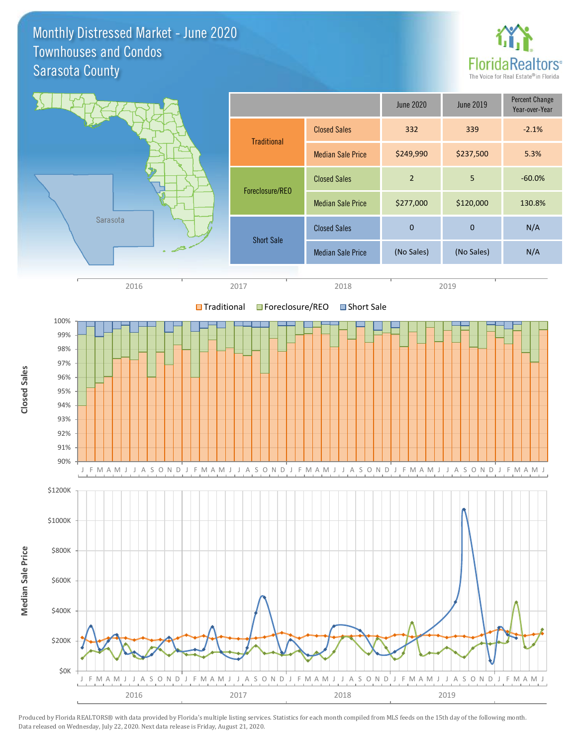# Monthly Distressed Market - June 2020
## Townhouses and Condos
## Sarasota County

| | | June 2020 | June 2019 | Percent Change Year-over-Year |
|---|---|---|---|---|
| Traditional | Closed Sales | 332 | 339 | -2.1% |
| | Median Sale Price | $249,990 | $237,500 | 5.3% |
| Foreclosure/REO | Closed Sales | 2 | 5 | -60.0% |
| | Median Sale Price | $277,000 | $120,000 | 130.8% |
| Short Sale | Closed Sales | 0 | 0 | N/A |
| | Median Sale Price | (No Sales) | (No Sales) | N/A |

Produced by Florida REALTORS® with data provided by Florida's multiple listing services. Statistics for each month compiled from MLS feeds on the 15th day of the following month. Data released on Wednesday, July 22, 2020. Next data release is Friday, August 21, 2020.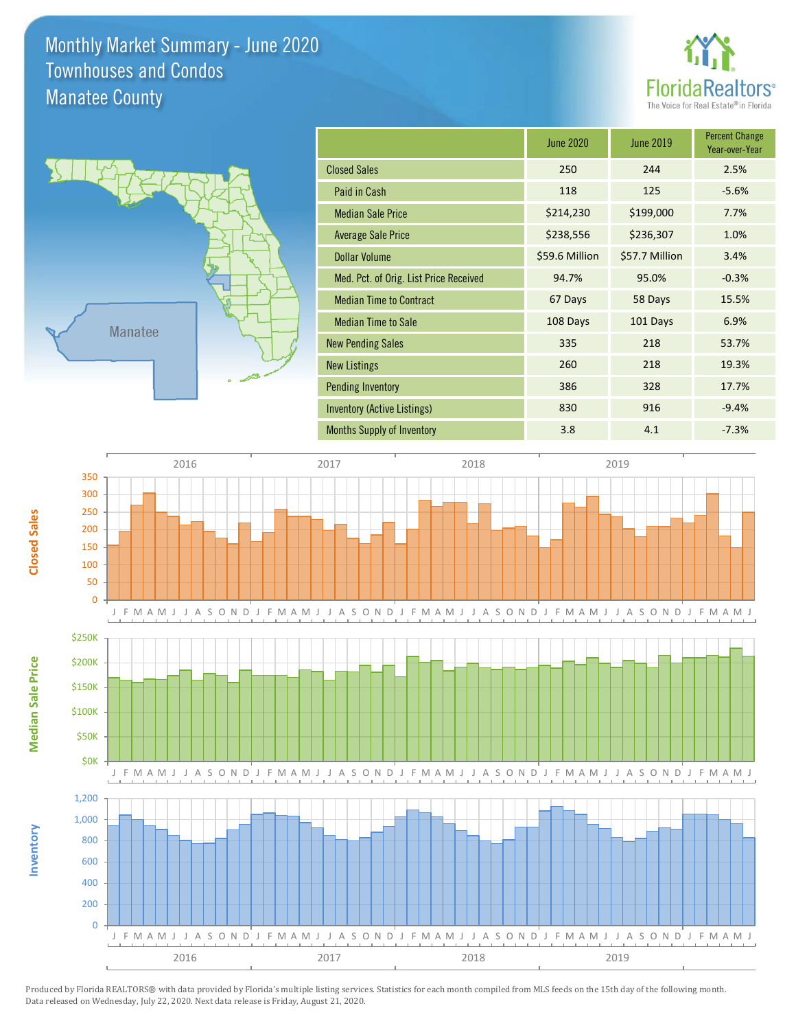# Monthly Market Summary - June 2020
## Townhouses and Condos
## Manatee County

FloridaRealtors® The Voice for Real Estate® in Florida

| | June 2020 | June 2019 | Percent Change Year-over-Year |
|---|---|---|---|
| Closed Sales | 250 | 244 | 2.5% |
| Paid in Cash | 118 | 125 | -5.6% |
| Median Sale Price | $214,230 | $199,000 | 7.7% |
| Average Sale Price | $238,556 | $236,307 | 1.0% |
| Dollar Volume | $59.6 Million | $57.7 Million | 3.4% |
| Med. Pct. of Orig. List Price Received | 94.7% | 95.0% | -0.3% |
| Median Time to Contract | 67 Days | 58 Days | 15.5% |
| Median Time to Sale | 108 Days | 101 Days | 6.9% |
| New Pending Sales | 335 | 218 | 53.7% |
| New Listings | 260 | 218 | 19.3% |
| Pending Inventory | 386 | 328 | 17.7% |
| Inventory (Active Listings) | 830 | 916 | -9.4% |
| Months Supply of Inventory | 3.8 | 4.1 | -7.3% |

Produced by Florida REALTORS® with data provided by Florida's multiple listing services. Statistics for each month compiled from MLS feeds on the 15th day of the following month. Data released on Wednesday, July 22, 2020. Next data release is Friday, August 21, 2020.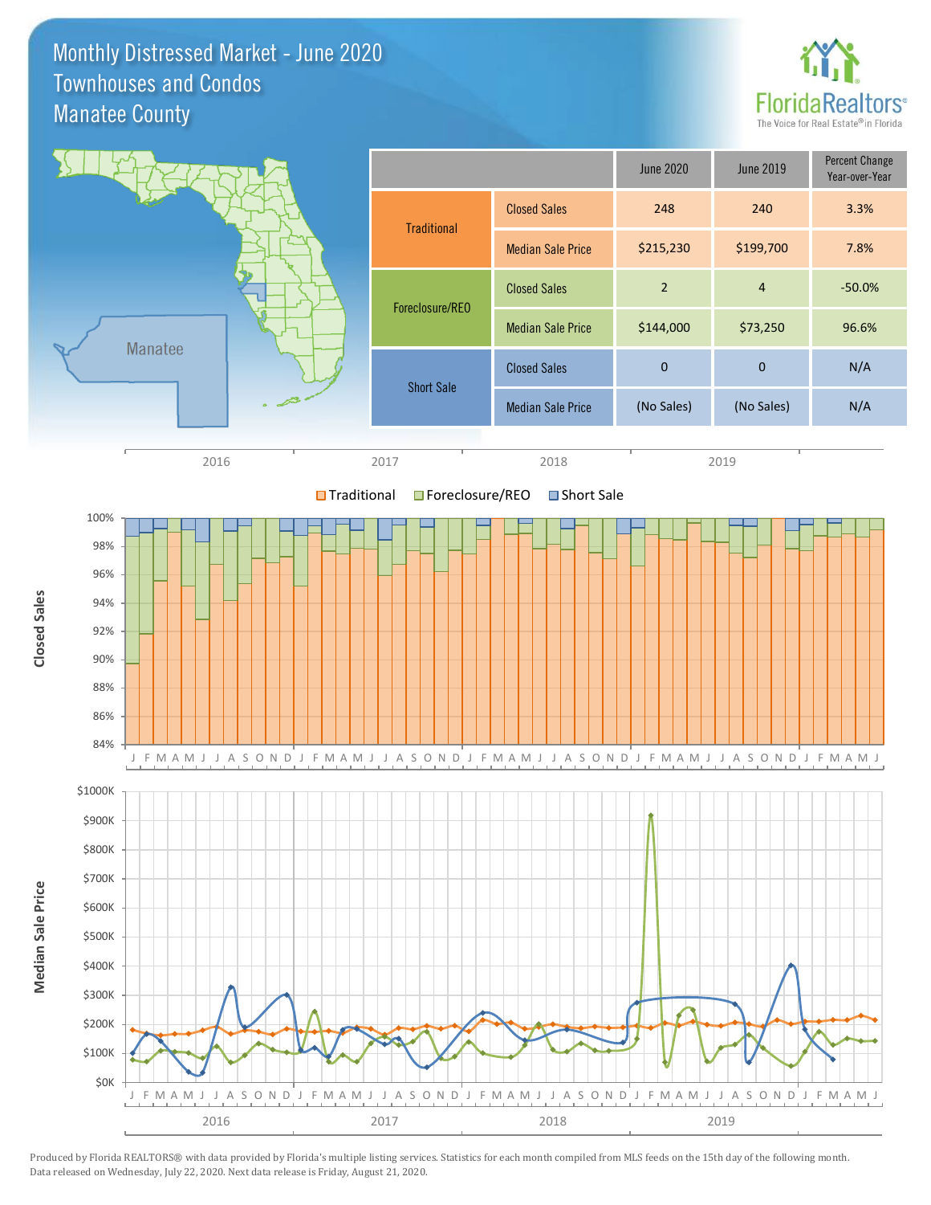# Monthly Distressed Market - June 2020
## Townhouses and Condos
## Manatee County

| | | June 2020 | June 2019 | Percent Change Year-over-Year |
|---|---|---|---|---|
| Traditional | Closed Sales | 248 | 240 | 3.3% |
| | Median Sale Price | $215,230 | $199,700 | 7.8% |
| Foreclosure/REO | Closed Sales | 2 | 4 | -50.0% |
| | Median Sale Price | $144,000 | $73,250 | 96.6% |
| Short Sale | Closed Sales | 0 | 0 | N/A |
| | Median Sale Price | (No Sales) | (No Sales) | N/A |

Produced by Florida REALTORS® with data provided by Florida's multiple listing services. Statistics for each month compiled from MLS feeds on the 15th day of the following month. Data released on Wednesday, July 22, 2020. Next data release is Friday, August 21, 2020.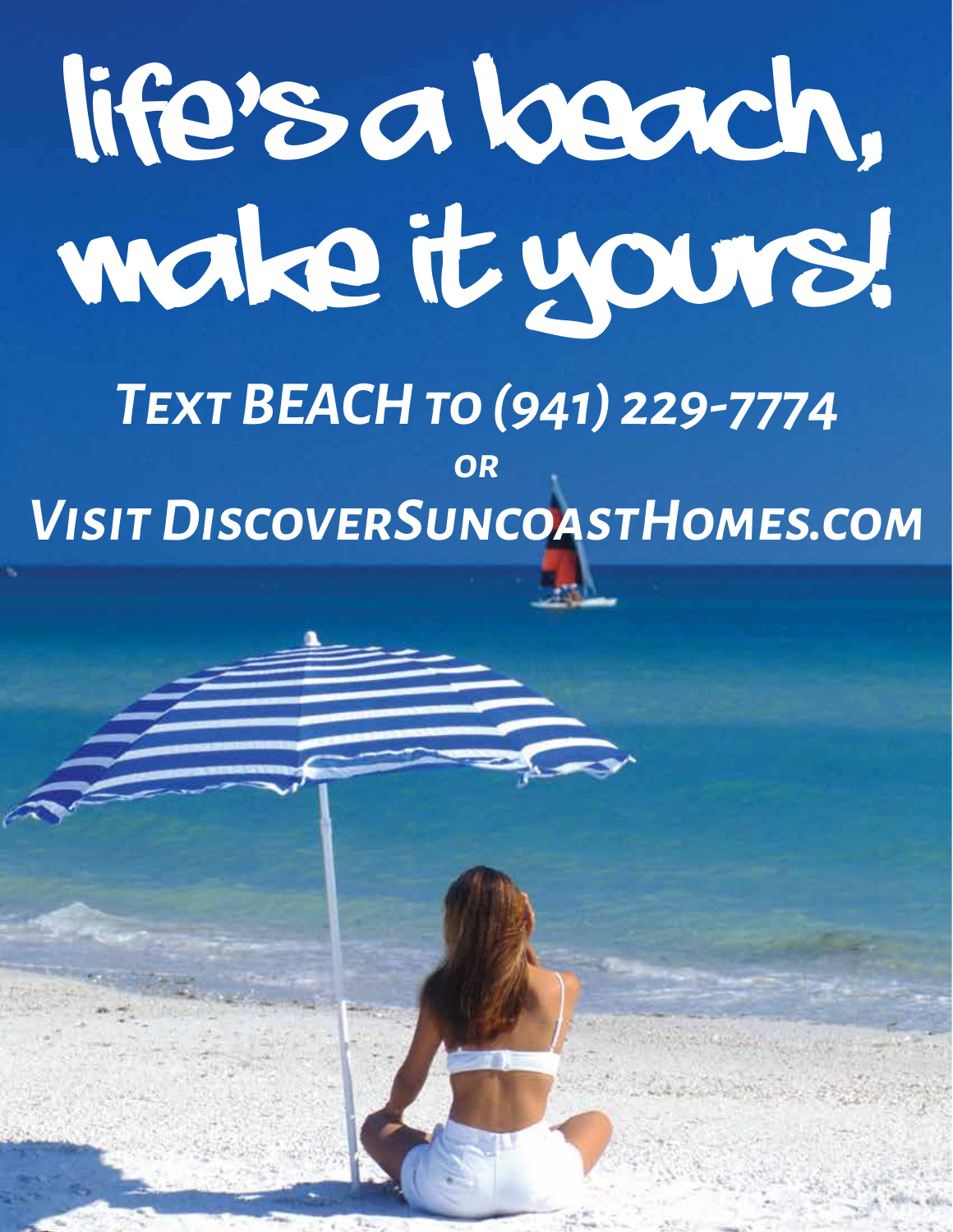# life's a beach, make it yours!

***Text BEACH to (941) 229-7774***

***or***

***Visit DiscoverSuncoastHomes.com***